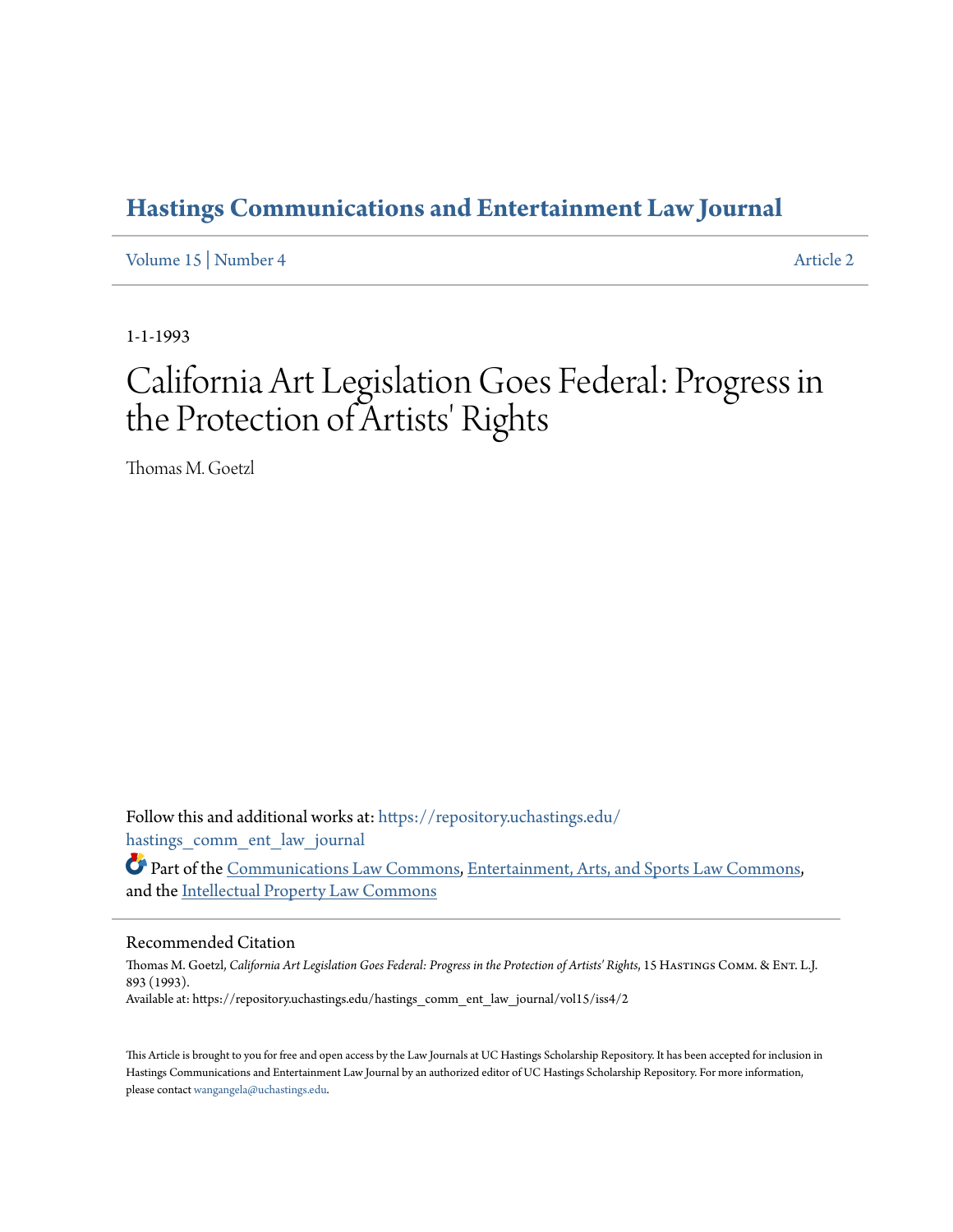# Hastings Communications and Entertainment Law Journal

Volume 15 | Number 4 Article 2

1-1-1993

# California Art Legislation Goes Federal: Progress in the Protection of Artists' Rights

Thomas M. Goetzl

Follow this and additional works at: https://repository.uchastings.edu/hastings_comm_ent_law_journal

Part of the Communications Law Commons, Entertainment, Arts, and Sports Law Commons, and the Intellectual Property Law Commons

## Recommended Citation

Thomas M. Goetzl, *California Art Legislation Goes Federal: Progress in the Protection of Artists' Rights*, 15 Hastings Comm. & Ent. L.J. 893 (1993).
Available at: https://repository.uchastings.edu/hastings_comm_ent_law_journal/vol15/iss4/2

This Article is brought to you for free and open access by the Law Journals at UC Hastings Scholarship Repository. It has been accepted for inclusion in Hastings Communications and Entertainment Law Journal by an authorized editor of UC Hastings Scholarship Repository. For more information, please contact wangangela@uchastings.edu.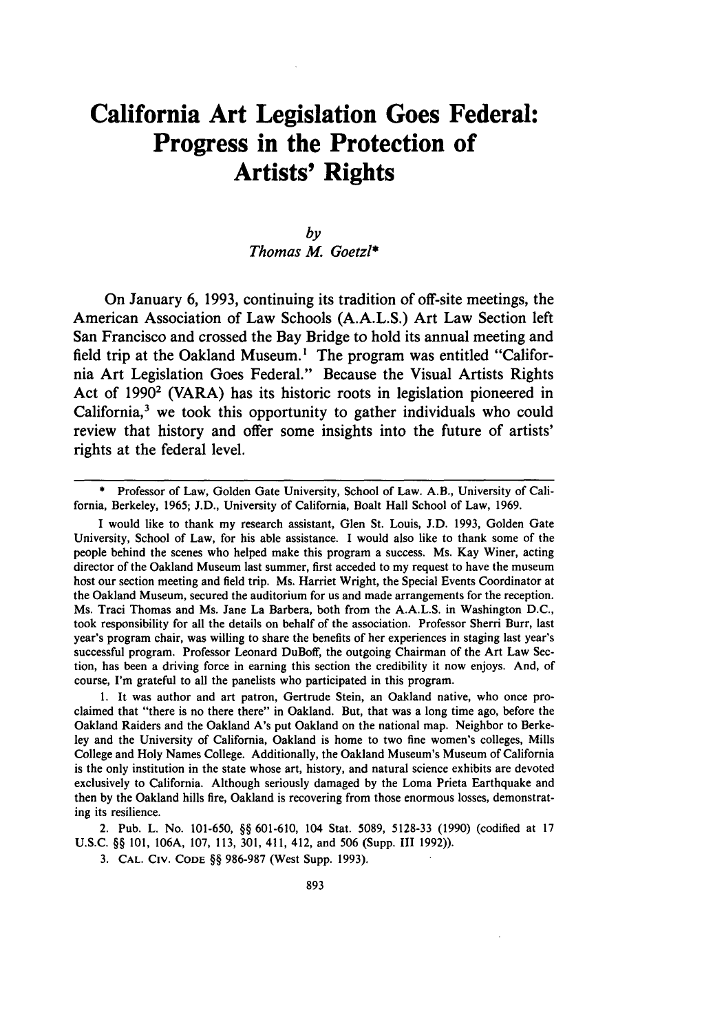# California Art Legislation Goes Federal: Progress in the Protection of Artists' Rights

*by*
*Thomas M. Goetzl**

On January 6, 1993, continuing its tradition of off-site meetings, the American Association of Law Schools (A.A.L.S.) Art Law Section left San Francisco and crossed the Bay Bridge to hold its annual meeting and field trip at the Oakland Museum.[1] The program was entitled "California Art Legislation Goes Federal." Because the Visual Artists Rights Act of 1990[2] (VARA) has its historic roots in legislation pioneered in California,[3] we took this opportunity to gather individuals who could review that history and offer some insights into the future of artists' rights at the federal level.

---

\* Professor of Law, Golden Gate University, School of Law. A.B., University of California, Berkeley, 1965; J.D., University of California, Boalt Hall School of Law, 1969.

I would like to thank my research assistant, Glen St. Louis, J.D. 1993, Golden Gate University, School of Law, for his able assistance. I would also like to thank some of the people behind the scenes who helped make this program a success. Ms. Kay Winer, acting director of the Oakland Museum last summer, first acceded to my request to have the museum host our section meeting and field trip. Ms. Harriet Wright, the Special Events Coordinator at the Oakland Museum, secured the auditorium for us and made arrangements for the reception. Ms. Traci Thomas and Ms. Jane La Barbera, both from the A.A.L.S. in Washington D.C., took responsibility for all the details on behalf of the association. Professor Sherri Burr, last year's program chair, was willing to share the benefits of her experiences in staging last year's successful program. Professor Leonard DuBoff, the outgoing Chairman of the Art Law Section, has been a driving force in earning this section the credibility it now enjoys. And, of course, I'm grateful to all the panelists who participated in this program.

1. It was author and art patron, Gertrude Stein, an Oakland native, who once proclaimed that "there is no there there" in Oakland. But, that was a long time ago, before the Oakland Raiders and the Oakland A's put Oakland on the national map. Neighbor to Berkeley and the University of California, Oakland is home to two fine women's colleges, Mills College and Holy Names College. Additionally, the Oakland Museum's Museum of California is the only institution in the state whose art, history, and natural science exhibits are devoted exclusively to California. Although seriously damaged by the Loma Prieta Earthquake and then by the Oakland hills fire, Oakland is recovering from those enormous losses, demonstrating its resilience.

2. Pub. L. No. 101-650, §§ 601-610, 104 Stat. 5089, 5128-33 (1990) (codified at 17 U.S.C. §§ 101, 106A, 107, 113, 301, 411, 412, and 506 (Supp. III 1992)).

3. CAL. CIV. CODE §§ 986-987 (West Supp. 1993).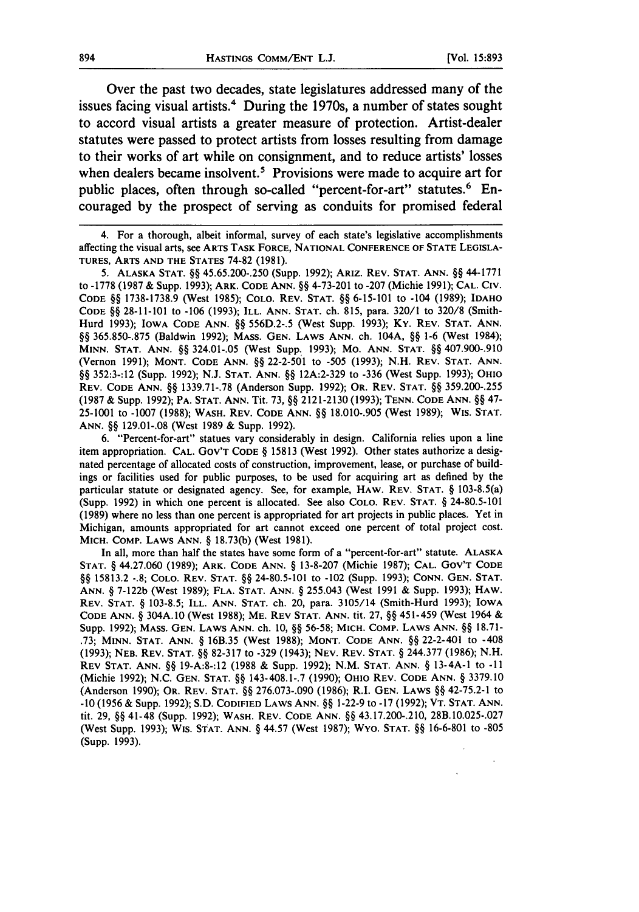Over the past two decades, state legislatures addressed many of the issues facing visual artists.[4] During the 1970s, a number of states sought to accord visual artists a greater measure of protection. Artist-dealer statutes were passed to protect artists from losses resulting from damage to their works of art while on consignment, and to reduce artists' losses when dealers became insolvent.[5] Provisions were made to acquire art for public places, often through so-called "percent-for-art" statutes.[6] Encouraged by the prospect of serving as conduits for promised federal

---

4. For a thorough, albeit informal, survey of each state's legislative accomplishments affecting the visual arts, see ARTS TASK FORCE, NATIONAL CONFERENCE OF STATE LEGISLATURES, ARTS AND THE STATES 74-82 (1981).

5. ALASKA STAT. §§ 45.65.200-.250 (Supp. 1992); ARIZ. REV. STAT. ANN. §§ 44-1771 to -1778 (1987 & Supp. 1993); ARK. CODE ANN. §§ 4-73-201 to -207 (Michie 1991); CAL. CIV. CODE §§ 1738-1738.9 (West 1985); COLO. REV. STAT. §§ 6-15-101 to -104 (1989); IDAHO CODE §§ 28-11-101 to -106 (1993); ILL. ANN. STAT. ch. 815, para. 320/1 to 320/8 (Smith-Hurd 1993); IOWA CODE ANN. §§ 556D.2-.5 (West Supp. 1993); KY. REV. STAT. ANN. §§ 365.850-.875 (Baldwin 1992); MASS. GEN. LAWS ANN. ch. 104A, §§ 1-6 (West 1984); MINN. STAT. ANN. §§ 324.01-.05 (West Supp. 1993); MO. ANN. STAT. §§ 407.900-.910 (Vernon 1991); MONT. CODE ANN. §§ 22-2-501 to -505 (1993); N.H. REV. STAT. ANN. §§ 352:3-:12 (Supp. 1992); N.J. STAT. ANN. §§ 12A:2-329 to -336 (West Supp. 1993); OHIO REV. CODE ANN. §§ 1339.71-.78 (Anderson Supp. 1992); OR. REV. STAT. §§ 359.200-.255 (1987 & Supp. 1992); PA. STAT. ANN. Tit. 73, §§ 2121-2130 (1993); TENN. CODE ANN. §§ 47-25-1001 to -1007 (1988); WASH. REV. CODE ANN. §§ 18.010-.905 (West 1989); WIS. STAT. ANN. §§ 129.01-.08 (West 1989 & Supp. 1992).

6. "Percent-for-art" statues vary considerably in design. California relies upon a line item appropriation. CAL. GOV'T CODE § 15813 (West 1992). Other states authorize a designated percentage of allocated costs of construction, improvement, lease, or purchase of buildings or facilities used for public purposes, to be used for acquiring art as defined by the particular statute or designated agency. See, for example, HAW. REV. STAT. § 103-8.5(a) (Supp. 1992) in which one percent is allocated. See also COLO. REV. STAT. § 24-80.5-101 (1989) where no less than one percent is appropriated for art projects in public places. Yet in Michigan, amounts appropriated for art cannot exceed one percent of total project cost. MICH. COMP. LAWS ANN. § 18.73(b) (West 1981).

In all, more than half the states have some form of a "percent-for-art" statute. ALASKA STAT. § 44.27.060 (1989); ARK. CODE ANN. § 13-8-207 (Michie 1987); CAL. GOV'T CODE §§ 15813.2 -.8; COLO. REV. STAT. §§ 24-80.5-101 to -102 (Supp. 1993); CONN. GEN. STAT. ANN. § 7-122b (West 1989); FLA. STAT. ANN. § 255.043 (West 1991 & Supp. 1993); HAW. REV. STAT. § 103-8.5; ILL. ANN. STAT. ch. 20, para. 3105/14 (Smith-Hurd 1993); IOWA CODE ANN. § 304A.10 (West 1988); ME. REV STAT. ANN. tit. 27, §§ 451-459 (West 1964 & Supp. 1992); MASS. GEN. LAWS ANN. ch. 10, §§ 56-58; MICH. COMP. LAWS ANN. §§ 18.71-.73; MINN. STAT. ANN. § 16B.35 (West 1988); MONT. CODE ANN. §§ 22-2-401 to -408 (1993); NEB. REV. STAT. §§ 82-317 to -329 (1943); NEV. REV. STAT. § 244.377 (1986); N.H. REV STAT. ANN. §§ 19-A:8-:12 (1988 & Supp. 1992); N.M. STAT. ANN. § 13-4A-1 to -11 (Michie 1992); N.C. GEN. STAT. §§ 143-408.1-.7 (1990); OHIO REV. CODE ANN. § 3379.10 (Anderson 1990); OR. REV. STAT. §§ 276.073-.090 (1986); R.I. GEN. LAWS §§ 42-75.2-1 to -10 (1956 & Supp. 1992); S.D. CODIFIED LAWS ANN. §§ 1-22-9 to -17 (1992); VT. STAT. ANN. tit. 29, §§ 41-48 (Supp. 1992); WASH. REV. CODE ANN. §§ 43.17.200-.210, 28B.10.025-.027 (West Supp. 1993); WIS. STAT. ANN. § 44.57 (West 1987); WYO. STAT. §§ 16-6-801 to -805 (Supp. 1993).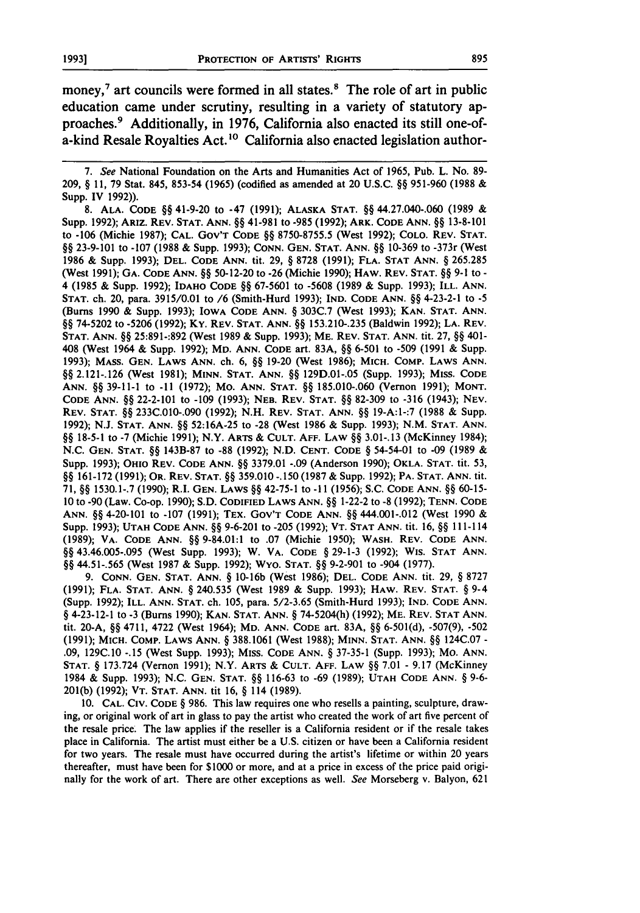money,[7] art councils were formed in all states.[8] The role of art in public education came under scrutiny, resulting in a variety of statutory approaches.[9] Additionally, in 1976, California also enacted its still one-of-a-kind Resale Royalties Act.[10] California also enacted legislation author-

---

7. *See* National Foundation on the Arts and Humanities Act of 1965, Pub. L. No. 89-209, § 11, 79 Stat. 845, 853-54 (1965) (codified as amended at 20 U.S.C. §§ 951-960 (1988 & Supp. IV 1992)).

8. ALA. CODE §§ 41-9-20 to -47 (1991); ALASKA STAT. §§ 44.27.040-.060 (1989 & Supp. 1992); ARIZ. REV. STAT. ANN. §§ 41-981 to -985 (1992); ARK. CODE ANN. §§ 13-8-101 to -106 (Michie 1987); CAL. GOV'T CODE §§ 8750-8755.5 (West 1992); COLO. REV. STAT. §§ 23-9-101 to -107 (1988 & Supp. 1993); CONN. GEN. STAT. ANN. §§ 10-369 to -373r (West 1986 & Supp. 1993); DEL. CODE ANN. tit. 29, § 8728 (1991); FLA. STAT ANN. § 265.285 (West 1991); GA. CODE ANN. §§ 50-12-20 to -26 (Michie 1990); HAW. REV. STAT. §§ 9-1 to -4 (1985 & Supp. 1992); IDAHO CODE §§ 67-5601 to -5608 (1989 & Supp. 1993); ILL. ANN. STAT. ch. 20, para. 3915/0.01 to /6 (Smith-Hurd 1993); IND. CODE ANN. §§ 4-23-2-1 to -5 (Burns 1990 & Supp. 1993); IOWA CODE ANN. § 303C.7 (West 1993); KAN. STAT. ANN. §§ 74-5202 to -5206 (1992); KY. REV. STAT. ANN. §§ 153.210-.235 (Baldwin 1992); LA. REV. STAT. ANN. §§ 25:891-:892 (West 1989 & Supp. 1993); ME. REV. STAT. ANN. tit. 27, §§ 401-408 (West 1964 & Supp. 1992); MD. ANN. CODE art. 83A, §§ 6-501 to -509 (1991 & Supp. 1993); MASS. GEN. LAWS ANN. ch. 6, §§ 19-20 (West 1986); MICH. COMP. LAWS ANN. §§ 2.121-.126 (West 1981); MINN. STAT. ANN. §§ 129D.01-.05 (Supp. 1993); MISS. CODE ANN. §§ 39-11-1 to -11 (1972); MO. ANN. STAT. §§ 185.010-.060 (Vernon 1991); MONT. CODE ANN. §§ 22-2-101 to -109 (1993); NEB. REV. STAT. §§ 82-309 to -316 (1943); NEV. REV. STAT. §§ 233C.010-.090 (1992); N.H. REV. STAT. ANN. §§ 19-A:1-:7 (1988 & Supp. 1992); N.J. STAT. ANN. §§ 52:16A-25 to -28 (West 1986 & Supp. 1993); N.M. STAT. ANN. §§ 18-5-1 to -7 (Michie 1991); N.Y. ARTS & CULT. AFF. LAW §§ 3.01-.13 (McKinney 1984); N.C. GEN. STAT. §§ 143B-87 to -88 (1992); N.D. CENT. CODE § 54-54-01 to -09 (1989 & Supp. 1993); OHIO REV. CODE ANN. §§ 3379.01 -.09 (Anderson 1990); OKLA. STAT. tit. 53, §§ 161-172 (1991); OR. REV. STAT. §§ 359.010 -.150 (1987 & Supp. 1992); PA. STAT. ANN. tit. 71, §§ 1530.1-.7 (1990); R.I. GEN. LAWS §§ 42-75-1 to -11 (1956); S.C. CODE ANN. §§ 60-15-10 to -90 (Law. Co-op. 1990); S.D. CODIFIED LAWS ANN. §§ 1-22-2 to -8 (1992); TENN. CODE ANN. §§ 4-20-101 to -107 (1991); TEX. GOV'T CODE ANN. §§ 444.001-.012 (West 1990 & Supp. 1993); UTAH CODE ANN. §§ 9-6-201 to -205 (1992); VT. STAT ANN. tit. 16, §§ 111-114 (1989); VA. CODE ANN. §§ 9-84.01:1 to .07 (Michie 1950); WASH. REV. CODE ANN. §§ 43.46.005-.095 (West Supp. 1993); W. VA. CODE § 29-1-3 (1992); WIS. STAT ANN. §§ 44.51-.565 (West 1987 & Supp. 1992); WYO. STAT. §§ 9-2-901 to -904 (1977).

9. CONN. GEN. STAT. ANN. § 10-16b (West 1986); DEL. CODE ANN. tit. 29, § 8727 (1991); FLA. STAT. ANN. § 240.535 (West 1989 & Supp. 1993); HAW. REV. STAT. § 9-4 (Supp. 1992); ILL. ANN. STAT. ch. 105, para. 5/2-3.65 (Smith-Hurd 1993); IND. CODE ANN. § 4-23-12-1 to -3 (Burns 1990); KAN. STAT. ANN. § 74-5204(h) (1992); ME. REV STAT ANN. tit. 20-A, §§ 4711, 4722 (West 1964); MD. ANN. CODE art. 83A, §§ 6-501(d), -507(9), -502 (1991); MICH. COMP. LAWS ANN. § 388.1061 (West 1988); MINN. STAT. ANN. §§ 124C.07 -.09, 129C.10 -.15 (West Supp. 1993); MISS. CODE ANN. § 37-35-1 (Supp. 1993); MO. ANN. STAT. § 173.724 (Vernon 1991); N.Y. ARTS & CULT. AFF. LAW §§ 7.01 - 9.17 (McKinney 1984 & Supp. 1993); N.C. GEN. STAT. §§ 116-63 to -69 (1989); UTAH CODE ANN. § 9-6-201(b) (1992); VT. STAT. ANN. tit 16, § 114 (1989).

10. CAL. CIV. CODE § 986. This law requires one who resells a painting, sculpture, drawing, or original work of art in glass to pay the artist who created the work of art five percent of the resale price. The law applies if the reseller is a California resident or if the resale takes place in California. The artist must either be a U.S. citizen or have been a California resident for two years. The resale must have occurred during the artist's lifetime or within 20 years thereafter, must have been for $1000 or more, and at a price in excess of the price paid originally for the work of art. There are other exceptions as well. *See* Morseberg v. Balyon, 621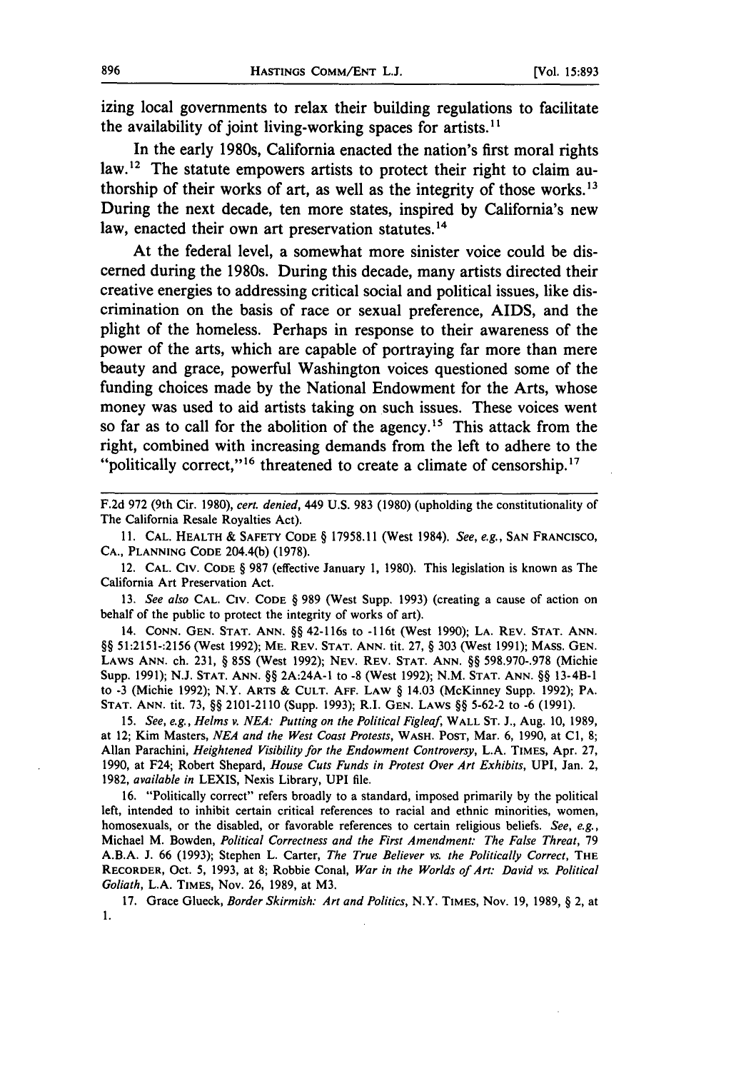izing local governments to relax their building regulations to facilitate the availability of joint living-working spaces for artists.[11]

In the early 1980s, California enacted the nation's first moral rights law.[12] The statute empowers artists to protect their right to claim authorship of their works of art, as well as the integrity of those works.[13] During the next decade, ten more states, inspired by California's new law, enacted their own art preservation statutes.[14]

At the federal level, a somewhat more sinister voice could be discerned during the 1980s. During this decade, many artists directed their creative energies to addressing critical social and political issues, like discrimination on the basis of race or sexual preference, AIDS, and the plight of the homeless. Perhaps in response to their awareness of the power of the arts, which are capable of portraying far more than mere beauty and grace, powerful Washington voices questioned some of the funding choices made by the National Endowment for the Arts, whose money was used to aid artists taking on such issues. These voices went so far as to call for the abolition of the agency.[15] This attack from the right, combined with increasing demands from the left to adhere to the "politically correct,"[16] threatened to create a climate of censorship.[17]

---

F.2d 972 (9th Cir. 1980), *cert. denied*, 449 U.S. 983 (1980) (upholding the constitutionality of The California Resale Royalties Act).

11. CAL. HEALTH & SAFETY CODE § 17958.11 (West 1984). *See, e.g.*, SAN FRANCISCO, CA., PLANNING CODE 204.4(b) (1978).

12. CAL. CIV. CODE § 987 (effective January 1, 1980). This legislation is known as The California Art Preservation Act.

13. *See also* CAL. CIV. CODE § 989 (West Supp. 1993) (creating a cause of action on behalf of the public to protect the integrity of works of art).

14. CONN. GEN. STAT. ANN. §§ 42-116s to -116t (West 1990); LA. REV. STAT. ANN. §§ 51:2151-:2156 (West 1992); ME. REV. STAT. ANN. tit. 27, § 303 (West 1991); MASS. GEN. LAWS ANN. ch. 231, § 85S (West 1992); NEV. REV. STAT. ANN. §§ 598.970-.978 (Michie Supp. 1991); N.J. STAT. ANN. §§ 2A:24A-1 to -8 (West 1992); N.M. STAT. ANN. §§ 13-4B-1 to -3 (Michie 1992); N.Y. ARTS & CULT. AFF. LAW § 14.03 (McKinney Supp. 1992); PA. STAT. ANN. tit. 73, §§ 2101-2110 (Supp. 1993); R.I. GEN. LAWS §§ 5-62-2 to -6 (1991).

15. *See, e.g.*, *Helms v. NEA: Putting on the Political Figleaf*, WALL ST. J., Aug. 10, 1989, at 12; Kim Masters, *NEA and the West Coast Protests*, WASH. POST, Mar. 6, 1990, at C1, 8; Allan Parachini, *Heightened Visibility for the Endowment Controversy*, L.A. TIMES, Apr. 27, 1990, at F24; Robert Shepard, *House Cuts Funds in Protest Over Art Exhibits*, UPI, Jan. 2, 1982, *available in* LEXIS, Nexis Library, UPI file.

16. "Politically correct" refers broadly to a standard, imposed primarily by the political left, intended to inhibit certain critical references to racial and ethnic minorities, women, homosexuals, or the disabled, or favorable references to certain religious beliefs. *See, e.g.*, Michael M. Bowden, *Political Correctness and the First Amendment: The False Threat*, 79 A.B.A. J. 66 (1993); Stephen L. Carter, *The True Believer vs. the Politically Correct*, THE RECORDER, Oct. 5, 1993, at 8; Robbie Conal, *War in the Worlds of Art: David vs. Political Goliath*, L.A. TIMES, Nov. 26, 1989, at M3.

17. Grace Glueck, *Border Skirmish: Art and Politics*, N.Y. TIMES, Nov. 19, 1989, § 2, at 1.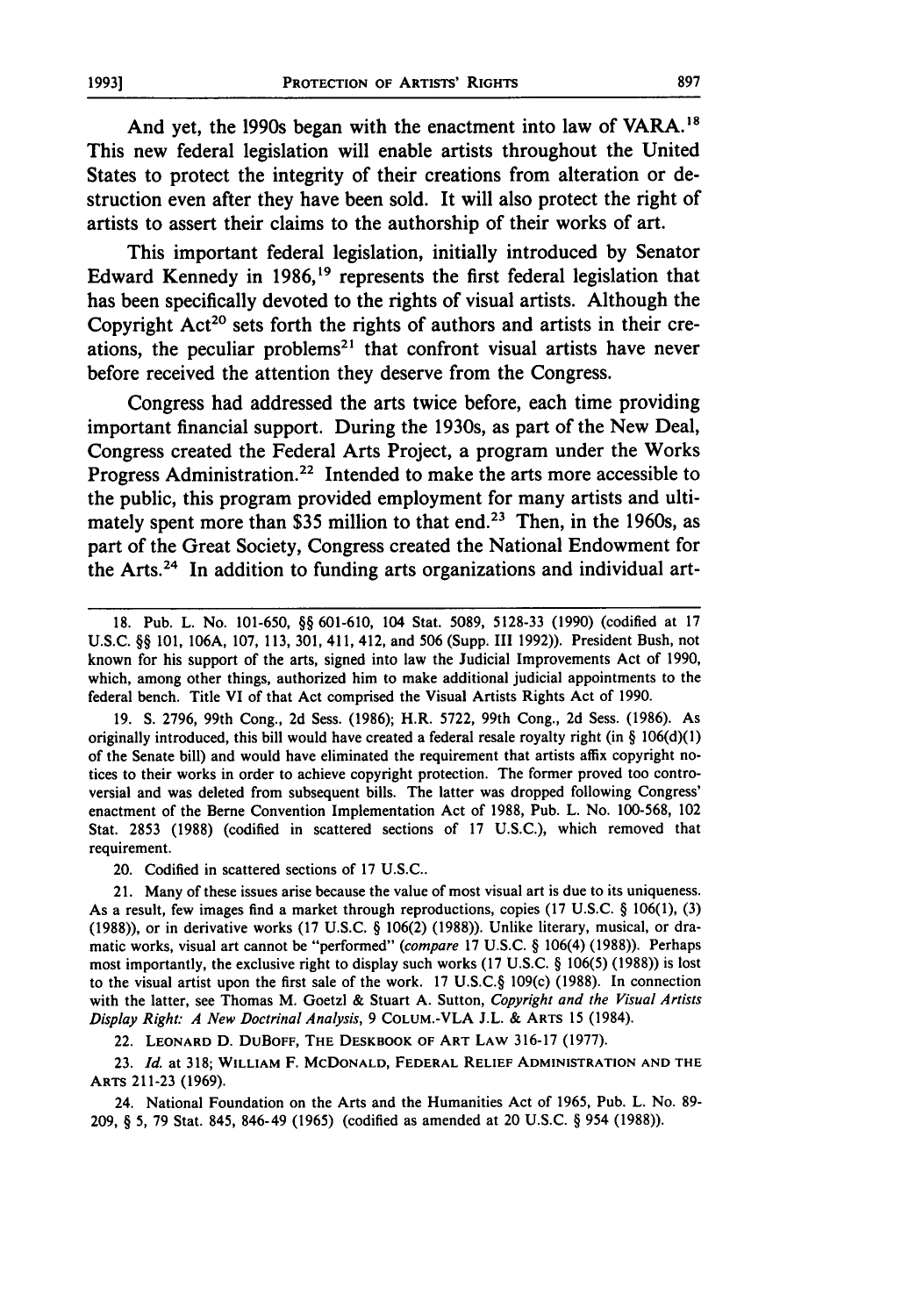And yet, the 1990s began with the enactment into law of VARA.[18] This new federal legislation will enable artists throughout the United States to protect the integrity of their creations from alteration or destruction even after they have been sold. It will also protect the right of artists to assert their claims to the authorship of their works of art.

This important federal legislation, initially introduced by Senator Edward Kennedy in 1986,[19] represents the first federal legislation that has been specifically devoted to the rights of visual artists. Although the Copyright Act[20] sets forth the rights of authors and artists in their creations, the peculiar problems[21] that confront visual artists have never before received the attention they deserve from the Congress.

Congress had addressed the arts twice before, each time providing important financial support. During the 1930s, as part of the New Deal, Congress created the Federal Arts Project, a program under the Works Progress Administration.[22] Intended to make the arts more accessible to the public, this program provided employment for many artists and ultimately spent more than $35 million to that end.[23] Then, in the 1960s, as part of the Great Society, Congress created the National Endowment for the Arts.[24] In addition to funding arts organizations and individual art-

---

18. Pub. L. No. 101-650, §§ 601-610, 104 Stat. 5089, 5128-33 (1990) (codified at 17 U.S.C. §§ 101, 106A, 107, 113, 301, 411, 412, and 506 (Supp. III 1992)). President Bush, not known for his support of the arts, signed into law the Judicial Improvements Act of 1990, which, among other things, authorized him to make additional judicial appointments to the federal bench. Title VI of that Act comprised the Visual Artists Rights Act of 1990.

19. S. 2796, 99th Cong., 2d Sess. (1986); H.R. 5722, 99th Cong., 2d Sess. (1986). As originally introduced, this bill would have created a federal resale royalty right (in § 106(d)(1) of the Senate bill) and would have eliminated the requirement that artists affix copyright notices to their works in order to achieve copyright protection. The former proved too controversial and was deleted from subsequent bills. The latter was dropped following Congress' enactment of the Berne Convention Implementation Act of 1988, Pub. L. No. 100-568, 102 Stat. 2853 (1988) (codified in scattered sections of 17 U.S.C.), which removed that requirement.

20. Codified in scattered sections of 17 U.S.C..

21. Many of these issues arise because the value of most visual art is due to its uniqueness. As a result, few images find a market through reproductions, copies (17 U.S.C. § 106(1), (3) (1988)), or in derivative works (17 U.S.C. § 106(2) (1988)). Unlike literary, musical, or dramatic works, visual art cannot be "performed" (*compare* 17 U.S.C. § 106(4) (1988)). Perhaps most importantly, the exclusive right to display such works (17 U.S.C. § 106(5) (1988)) is lost to the visual artist upon the first sale of the work. 17 U.S.C.§ 109(c) (1988). In connection with the latter, see Thomas M. Goetzl & Stuart A. Sutton, *Copyright and the Visual Artists Display Right: A New Doctrinal Analysis*, 9 COLUM.-VLA J.L. & ARTS 15 (1984).

22. LEONARD D. DUBOFF, THE DESKBOOK OF ART LAW 316-17 (1977).

23. *Id.* at 318; WILLIAM F. MCDONALD, FEDERAL RELIEF ADMINISTRATION AND THE ARTS 211-23 (1969).

24. National Foundation on the Arts and the Humanities Act of 1965, Pub. L. No. 89-209, § 5, 79 Stat. 845, 846-49 (1965) (codified as amended at 20 U.S.C. § 954 (1988)).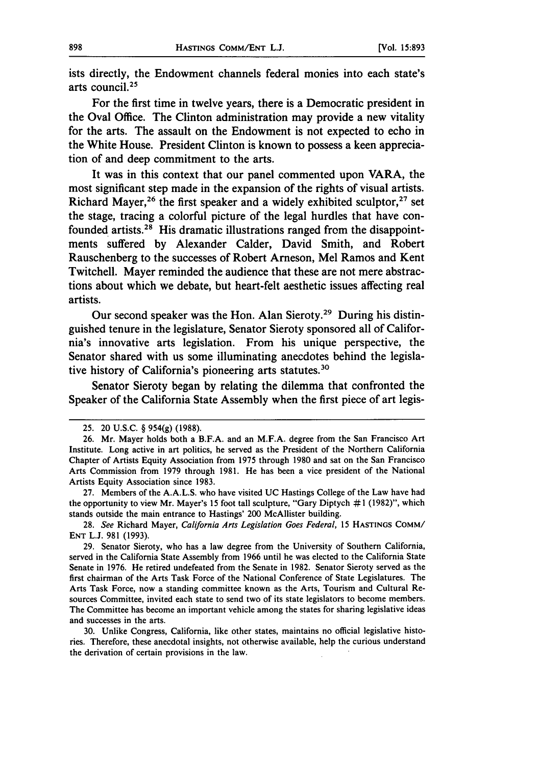ists directly, the Endowment channels federal monies into each state's arts council.[25]

For the first time in twelve years, there is a Democratic president in the Oval Office. The Clinton administration may provide a new vitality for the arts. The assault on the Endowment is not expected to echo in the White House. President Clinton is known to possess a keen appreciation of and deep commitment to the arts.

It was in this context that our panel commented upon VARA, the most significant step made in the expansion of the rights of visual artists. Richard Mayer,[26] the first speaker and a widely exhibited sculptor,[27] set the stage, tracing a colorful picture of the legal hurdles that have confounded artists.[28] His dramatic illustrations ranged from the disappointments suffered by Alexander Calder, David Smith, and Robert Rauschenberg to the successes of Robert Arneson, Mel Ramos and Kent Twitchell. Mayer reminded the audience that these are not mere abstractions about which we debate, but heart-felt aesthetic issues affecting real artists.

Our second speaker was the Hon. Alan Sieroty.[29] During his distinguished tenure in the legislature, Senator Sieroty sponsored all of California's innovative arts legislation. From his unique perspective, the Senator shared with us some illuminating anecdotes behind the legislative history of California's pioneering arts statutes.[30]

Senator Sieroty began by relating the dilemma that confronted the Speaker of the California State Assembly when the first piece of art legis-

---

25. 20 U.S.C. § 954(g) (1988).

26. Mr. Mayer holds both a B.F.A. and an M.F.A. degree from the San Francisco Art Institute. Long active in art politics, he served as the President of the Northern California Chapter of Artists Equity Association from 1975 through 1980 and sat on the San Francisco Arts Commission from 1979 through 1981. He has been a vice president of the National Artists Equity Association since 1983.

27. Members of the A.A.L.S. who have visited UC Hastings College of the Law have had the opportunity to view Mr. Mayer's 15 foot tall sculpture, "Gary Diptych #1 (1982)", which stands outside the main entrance to Hastings' 200 McAllister building.

28. *See* Richard Mayer, *California Arts Legislation Goes Federal*, 15 HASTINGS COMM/ENT L.J. 981 (1993).

29. Senator Sieroty, who has a law degree from the University of Southern California, served in the California State Assembly from 1966 until he was elected to the California State Senate in 1976. He retired undefeated from the Senate in 1982. Senator Sieroty served as the first chairman of the Arts Task Force of the National Conference of State Legislatures. The Arts Task Force, now a standing committee known as the Arts, Tourism and Cultural Resources Committee, invited each state to send two of its state legislators to become members. The Committee has become an important vehicle among the states for sharing legislative ideas and successes in the arts.

30. Unlike Congress, California, like other states, maintains no official legislative histories. Therefore, these anecdotal insights, not otherwise available, help the curious understand the derivation of certain provisions in the law.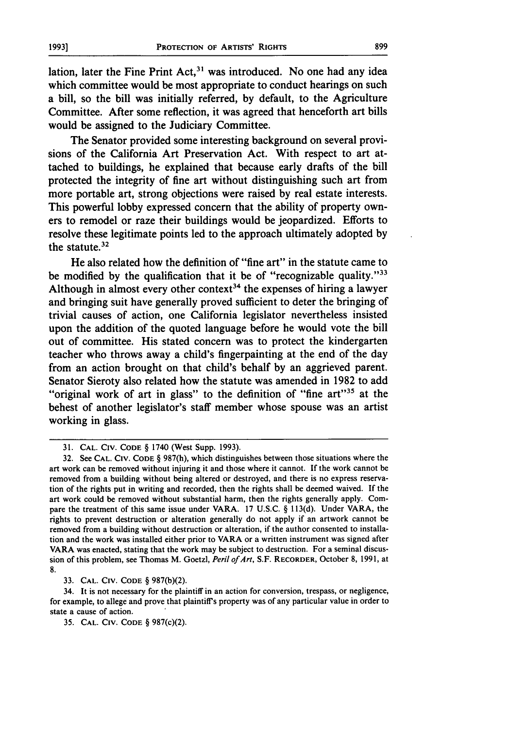lation, later the Fine Print Act,[31] was introduced. No one had any idea which committee would be most appropriate to conduct hearings on such a bill, so the bill was initially referred, by default, to the Agriculture Committee. After some reflection, it was agreed that henceforth art bills would be assigned to the Judiciary Committee.

The Senator provided some interesting background on several provisions of the California Art Preservation Act. With respect to art attached to buildings, he explained that because early drafts of the bill protected the integrity of fine art without distinguishing such art from more portable art, strong objections were raised by real estate interests. This powerful lobby expressed concern that the ability of property owners to remodel or raze their buildings would be jeopardized. Efforts to resolve these legitimate points led to the approach ultimately adopted by the statute.[32]

He also related how the definition of "fine art" in the statute came to be modified by the qualification that it be of "recognizable quality."[33] Although in almost every other context[34] the expenses of hiring a lawyer and bringing suit have generally proved sufficient to deter the bringing of trivial causes of action, one California legislator nevertheless insisted upon the addition of the quoted language before he would vote the bill out of committee. His stated concern was to protect the kindergarten teacher who throws away a child's fingerpainting at the end of the day from an action brought on that child's behalf by an aggrieved parent. Senator Sieroty also related how the statute was amended in 1982 to add "original work of art in glass" to the definition of "fine art"[35] at the behest of another legislator's staff member whose spouse was an artist working in glass.

---

31. CAL. CIV. CODE § 1740 (West Supp. 1993).

32. See CAL. CIV. CODE § 987(h), which distinguishes between those situations where the art work can be removed without injuring it and those where it cannot. If the work cannot be removed from a building without being altered or destroyed, and there is no express reservation of the rights put in writing and recorded, then the rights shall be deemed waived. If the art work could be removed without substantial harm, then the rights generally apply. Compare the treatment of this same issue under VARA. 17 U.S.C. § 113(d). Under VARA, the rights to prevent destruction or alteration generally do not apply if an artwork cannot be removed from a building without destruction or alteration, if the author consented to installation and the work was installed either prior to VARA or a written instrument was signed after VARA was enacted, stating that the work may be subject to destruction. For a seminal discussion of this problem, see Thomas M. Goetzl, *Peril of Art*, S.F. RECORDER, October 8, 1991, at 8.

33. CAL. CIV. CODE § 987(b)(2).

34. It is not necessary for the plaintiff in an action for conversion, trespass, or negligence, for example, to allege and prove that plaintiff's property was of any particular value in order to state a cause of action.

35. CAL. CIV. CODE § 987(c)(2).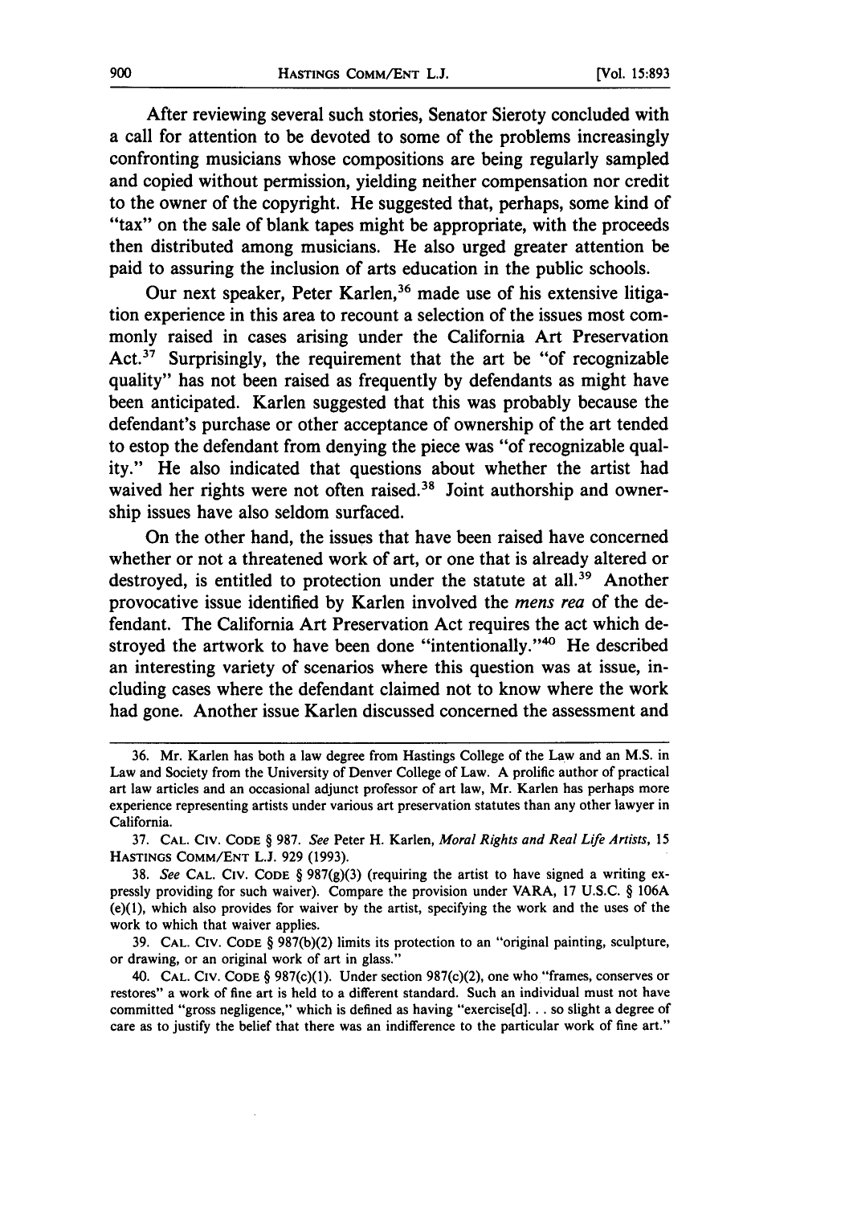After reviewing several such stories, Senator Sieroty concluded with a call for attention to be devoted to some of the problems increasingly confronting musicians whose compositions are being regularly sampled and copied without permission, yielding neither compensation nor credit to the owner of the copyright. He suggested that, perhaps, some kind of "tax" on the sale of blank tapes might be appropriate, with the proceeds then distributed among musicians. He also urged greater attention be paid to assuring the inclusion of arts education in the public schools.

Our next speaker, Peter Karlen,[36] made use of his extensive litigation experience in this area to recount a selection of the issues most commonly raised in cases arising under the California Art Preservation Act.[37] Surprisingly, the requirement that the art be "of recognizable quality" has not been raised as frequently by defendants as might have been anticipated. Karlen suggested that this was probably because the defendant's purchase or other acceptance of ownership of the art tended to estop the defendant from denying the piece was "of recognizable quality." He also indicated that questions about whether the artist had waived her rights were not often raised.[38] Joint authorship and ownership issues have also seldom surfaced.

On the other hand, the issues that have been raised have concerned whether or not a threatened work of art, or one that is already altered or destroyed, is entitled to protection under the statute at all.[39] Another provocative issue identified by Karlen involved the *mens rea* of the defendant. The California Art Preservation Act requires the act which destroyed the artwork to have been done "intentionally."[40] He described an interesting variety of scenarios where this question was at issue, including cases where the defendant claimed not to know where the work had gone. Another issue Karlen discussed concerned the assessment and

---

36. Mr. Karlen has both a law degree from Hastings College of the Law and an M.S. in Law and Society from the University of Denver College of Law. A prolific author of practical art law articles and an occasional adjunct professor of art law, Mr. Karlen has perhaps more experience representing artists under various art preservation statutes than any other lawyer in California.

37. CAL. CIV. CODE § 987. *See* Peter H. Karlen, *Moral Rights and Real Life Artists*, 15 HASTINGS COMM/ENT L.J. 929 (1993).

38. *See* CAL. CIV. CODE § 987(g)(3) (requiring the artist to have signed a writing expressly providing for such waiver). Compare the provision under VARA, 17 U.S.C. § 106A (e)(1), which also provides for waiver by the artist, specifying the work and the uses of the work to which that waiver applies.

39. CAL. CIV. CODE § 987(b)(2) limits its protection to an "original painting, sculpture, or drawing, or an original work of art in glass."

40. CAL. CIV. CODE § 987(c)(1). Under section 987(c)(2), one who "frames, conserves or restores" a work of fine art is held to a different standard. Such an individual must not have committed "gross negligence," which is defined as having "exercise[d]. . . so slight a degree of care as to justify the belief that there was an indifference to the particular work of fine art."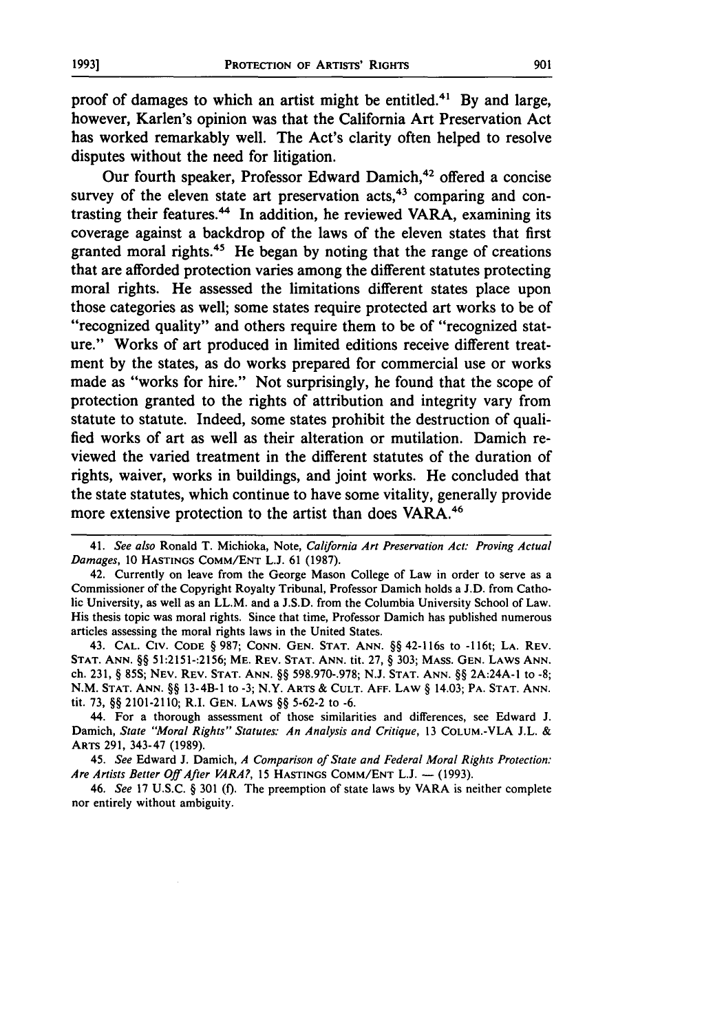proof of damages to which an artist might be entitled.[41] By and large, however, Karlen's opinion was that the California Art Preservation Act has worked remarkably well. The Act's clarity often helped to resolve disputes without the need for litigation.

Our fourth speaker, Professor Edward Damich,[42] offered a concise survey of the eleven state art preservation acts,[43] comparing and contrasting their features.[44] In addition, he reviewed VARA, examining its coverage against a backdrop of the laws of the eleven states that first granted moral rights.[45] He began by noting that the range of creations that are afforded protection varies among the different statutes protecting moral rights. He assessed the limitations different states place upon those categories as well; some states require protected art works to be of "recognized quality" and others require them to be of "recognized stature." Works of art produced in limited editions receive different treatment by the states, as do works prepared for commercial use or works made as "works for hire." Not surprisingly, he found that the scope of protection granted to the rights of attribution and integrity vary from statute to statute. Indeed, some states prohibit the destruction of qualified works of art as well as their alteration or mutilation. Damich reviewed the varied treatment in the different statutes of the duration of rights, waiver, works in buildings, and joint works. He concluded that the state statutes, which continue to have some vitality, generally provide more extensive protection to the artist than does VARA.[46]

---

41. *See also* Ronald T. Michioka, Note, *California Art Preservation Act: Proving Actual Damages*, 10 HASTINGS COMM/ENT L.J. 61 (1987).

42. Currently on leave from the George Mason College of Law in order to serve as a Commissioner of the Copyright Royalty Tribunal, Professor Damich holds a J.D. from Catholic University, as well as an LL.M. and a J.S.D. from the Columbia University School of Law. His thesis topic was moral rights. Since that time, Professor Damich has published numerous articles assessing the moral rights laws in the United States.

43. CAL. CIV. CODE § 987; CONN. GEN. STAT. ANN. §§ 42-116s to -116t; LA. REV. STAT. ANN. §§ 51:2151-:2156; ME. REV. STAT. ANN. tit. 27, § 303; MASS. GEN. LAWS ANN. ch. 231, § 85S; NEV. REV. STAT. ANN. §§ 598.970-.978; N.J. STAT. ANN. §§ 2A:24A-1 to -8; N.M. STAT. ANN. §§ 13-4B-1 to -3; N.Y. ARTS & CULT. AFF. LAW § 14.03; PA. STAT. ANN. tit. 73, §§ 2101-2110; R.I. GEN. LAWS §§ 5-62-2 to -6.

44. For a thorough assessment of those similarities and differences, see Edward J. Damich, *State "Moral Rights" Statutes: An Analysis and Critique*, 13 COLUM.-VLA J.L. & ARTS 291, 343-47 (1989).

45. *See* Edward J. Damich, *A Comparison of State and Federal Moral Rights Protection: Are Artists Better Off After VARA?*, 15 HASTINGS COMM/ENT L.J. — (1993).

46. *See* 17 U.S.C. § 301 (f). The preemption of state laws by VARA is neither complete nor entirely without ambiguity.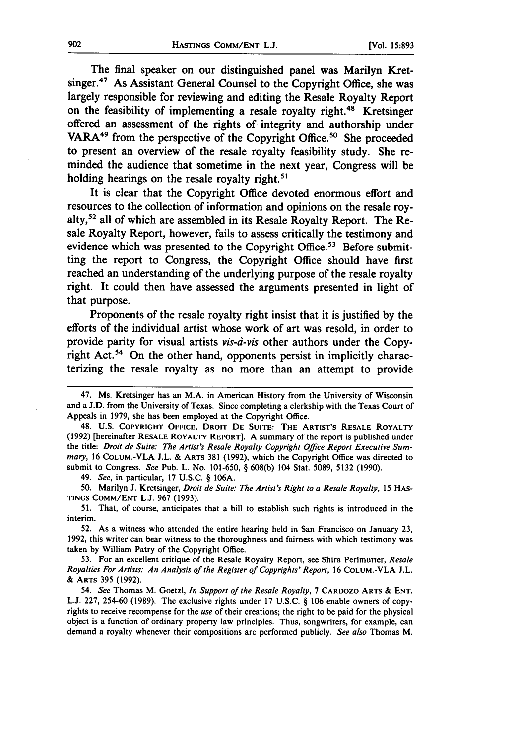The final speaker on our distinguished panel was Marilyn Kretsinger.[47] As Assistant General Counsel to the Copyright Office, she was largely responsible for reviewing and editing the Resale Royalty Report on the feasibility of implementing a resale royalty right.[48] Kretsinger offered an assessment of the rights of integrity and authorship under VARA[49] from the perspective of the Copyright Office.[50] She proceeded to present an overview of the resale royalty feasibility study. She reminded the audience that sometime in the next year, Congress will be holding hearings on the resale royalty right.[51]

It is clear that the Copyright Office devoted enormous effort and resources to the collection of information and opinions on the resale royalty,[52] all of which are assembled in its Resale Royalty Report. The Resale Royalty Report, however, fails to assess critically the testimony and evidence which was presented to the Copyright Office.[53] Before submitting the report to Congress, the Copyright Office should have first reached an understanding of the underlying purpose of the resale royalty right. It could then have assessed the arguments presented in light of that purpose.

Proponents of the resale royalty right insist that it is justified by the efforts of the individual artist whose work of art was resold, in order to provide parity for visual artists *vis-à-vis* other authors under the Copyright Act.[54] On the other hand, opponents persist in implicitly characterizing the resale royalty as no more than an attempt to provide

---

47. Ms. Kretsinger has an M.A. in American History from the University of Wisconsin and a J.D. from the University of Texas. Since completing a clerkship with the Texas Court of Appeals in 1979, she has been employed at the Copyright Office.

48. U.S. COPYRIGHT OFFICE, DROIT DE SUITE: THE ARTIST'S RESALE ROYALTY (1992) [hereinafter RESALE ROYALTY REPORT]. A summary of the report is published under the title: *Droit de Suite: The Artist's Resale Royalty Copyright Office Report Executive Summary*, 16 COLUM.-VLA J.L. & ARTS 381 (1992), which the Copyright Office was directed to submit to Congress. *See* Pub. L. No. 101-650, § 608(b) 104 Stat. 5089, 5132 (1990).

49. *See*, in particular, 17 U.S.C. § 106A.

50. Marilyn J. Kretsinger, *Droit de Suite: The Artist's Right to a Resale Royalty*, 15 HASTINGS COMM/ENT L.J. 967 (1993).

51. That, of course, anticipates that a bill to establish such rights is introduced in the interim.

52. As a witness who attended the entire hearing held in San Francisco on January 23, 1992, this writer can bear witness to the thoroughness and fairness with which testimony was taken by William Patry of the Copyright Office.

53. For an excellent critique of the Resale Royalty Report, see Shira Perlmutter, *Resale Royalties For Artists: An Analysis of the Register of Copyrights' Report*, 16 COLUM.-VLA J.L. & ARTS 395 (1992).

54. *See* Thomas M. Goetzl, *In Support of the Resale Royalty*, 7 CARDOZO ARTS & ENT. L.J. 227, 254-60 (1989). The exclusive rights under 17 U.S.C. § 106 enable owners of copyrights to receive recompense for the *use* of their creations; the right to be paid for the physical object is a function of ordinary property law principles. Thus, songwriters, for example, can demand a royalty whenever their compositions are performed publicly. *See also* Thomas M.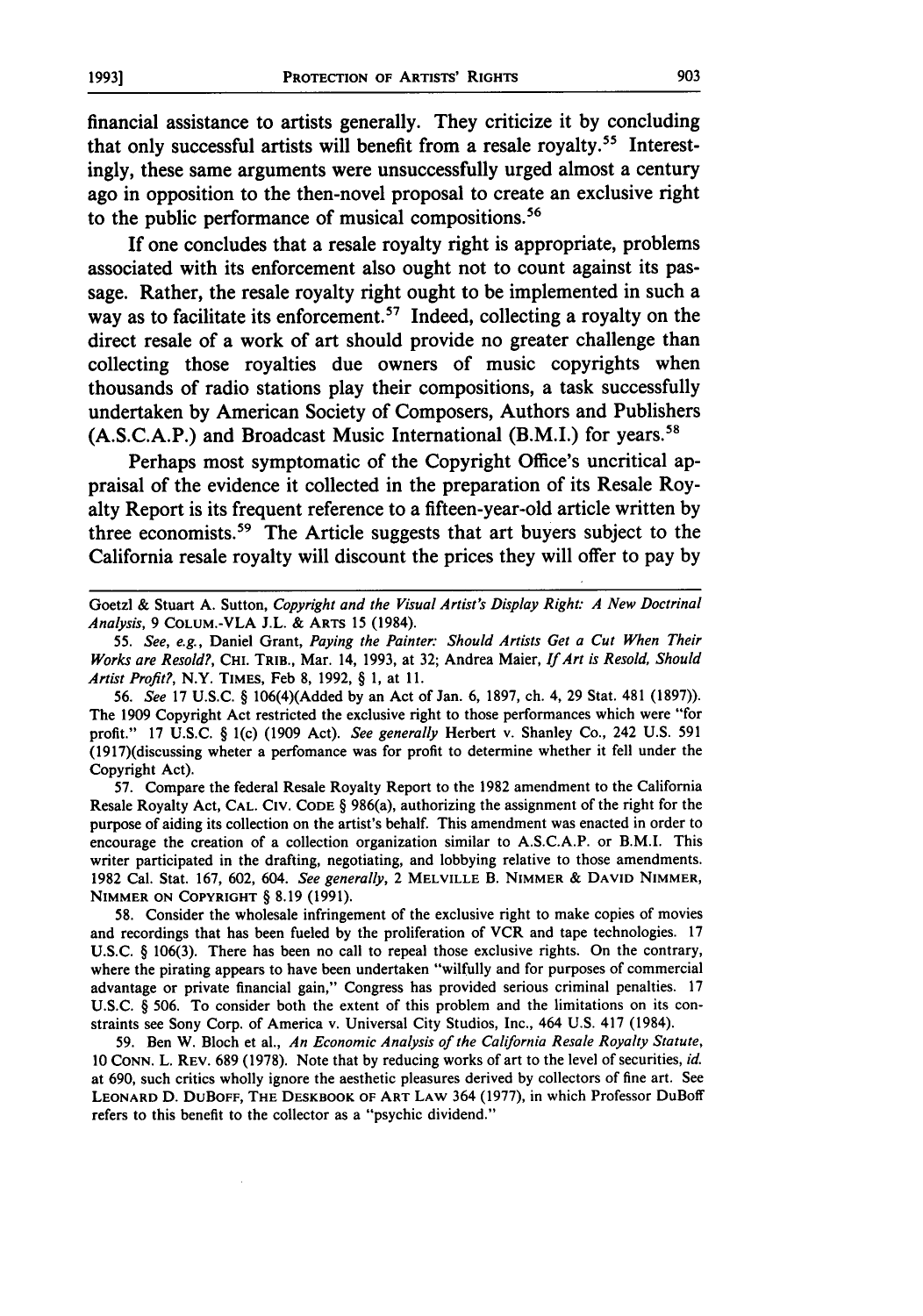financial assistance to artists generally. They criticize it by concluding that only successful artists will benefit from a resale royalty.[55] Interestingly, these same arguments were unsuccessfully urged almost a century ago in opposition to the then-novel proposal to create an exclusive right to the public performance of musical compositions.[56]

If one concludes that a resale royalty right is appropriate, problems associated with its enforcement also ought not to count against its passage. Rather, the resale royalty right ought to be implemented in such a way as to facilitate its enforcement.[57] Indeed, collecting a royalty on the direct resale of a work of art should provide no greater challenge than collecting those royalties due owners of music copyrights when thousands of radio stations play their compositions, a task successfully undertaken by American Society of Composers, Authors and Publishers (A.S.C.A.P.) and Broadcast Music International (B.M.I.) for years.[58]

Perhaps most symptomatic of the Copyright Office's uncritical appraisal of the evidence it collected in the preparation of its Resale Royalty Report is its frequent reference to a fifteen-year-old article written by three economists.[59] The Article suggests that art buyers subject to the California resale royalty will discount the prices they will offer to pay by

---

Goetzl & Stuart A. Sutton, *Copyright and the Visual Artist's Display Right: A New Doctrinal Analysis*, 9 COLUM.-VLA J.L. & ARTS 15 (1984).

55. *See, e.g.*, Daniel Grant, *Paying the Painter: Should Artists Get a Cut When Their Works are Resold?*, CHI. TRIB., Mar. 14, 1993, at 32; Andrea Maier, *If Art is Resold, Should Artist Profit?*, N.Y. TIMES, Feb 8, 1992, § 1, at 11.

56. *See* 17 U.S.C. § 106(4)(Added by an Act of Jan. 6, 1897, ch. 4, 29 Stat. 481 (1897)). The 1909 Copyright Act restricted the exclusive right to those performances which were "for profit." 17 U.S.C. § 1(c) (1909 Act). *See generally* Herbert v. Shanley Co., 242 U.S. 591 (1917)(discussing wheter a perfomance was for profit to determine whether it fell under the Copyright Act).

57. Compare the federal Resale Royalty Report to the 1982 amendment to the California Resale Royalty Act, CAL. CIV. CODE § 986(a), authorizing the assignment of the right for the purpose of aiding its collection on the artist's behalf. This amendment was enacted in order to encourage the creation of a collection organization similar to A.S.C.A.P. or B.M.I. This writer participated in the drafting, negotiating, and lobbying relative to those amendments. 1982 Cal. Stat. 167, 602, 604. *See generally*, 2 MELVILLE B. NIMMER & DAVID NIMMER, NIMMER ON COPYRIGHT § 8.19 (1991).

58. Consider the wholesale infringement of the exclusive right to make copies of movies and recordings that has been fueled by the proliferation of VCR and tape technologies. 17 U.S.C. § 106(3). There has been no call to repeal those exclusive rights. On the contrary, where the pirating appears to have been undertaken "wilfully and for purposes of commercial advantage or private financial gain," Congress has provided serious criminal penalties. 17 U.S.C. § 506. To consider both the extent of this problem and the limitations on its constraints see Sony Corp. of America v. Universal City Studios, Inc., 464 U.S. 417 (1984).

59. Ben W. Bloch et al., *An Economic Analysis of the California Resale Royalty Statute*, 10 CONN. L. REV. 689 (1978). Note that by reducing works of art to the level of securities, *id.* at 690, such critics wholly ignore the aesthetic pleasures derived by collectors of fine art. See LEONARD D. DUBOFF, THE DESKBOOK OF ART LAW 364 (1977), in which Professor DuBoff refers to this benefit to the collector as a "psychic dividend."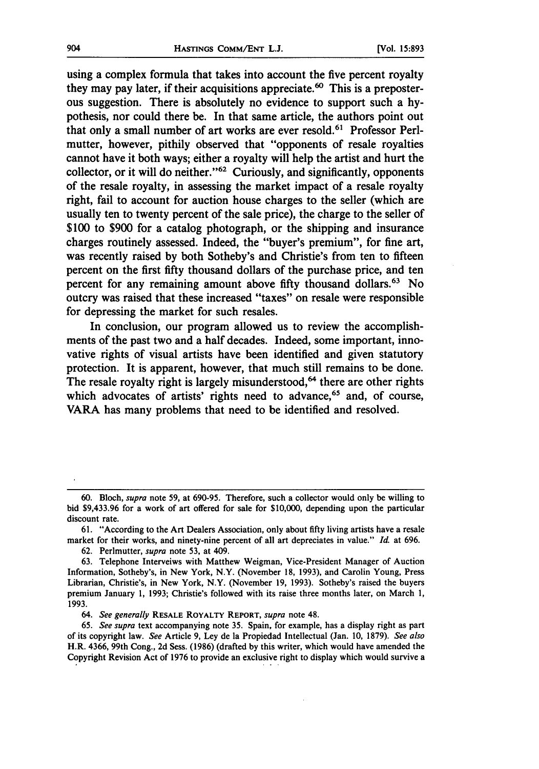using a complex formula that takes into account the five percent royalty they may pay later, if their acquisitions appreciate.[60] This is a preposterous suggestion. There is absolutely no evidence to support such a hypothesis, nor could there be. In that same article, the authors point out that only a small number of art works are ever resold.[61] Professor Perlmutter, however, pithily observed that "opponents of resale royalties cannot have it both ways; either a royalty will help the artist and hurt the collector, or it will do neither."[62] Curiously, and significantly, opponents of the resale royalty, in assessing the market impact of a resale royalty right, fail to account for auction house charges to the seller (which are usually ten to twenty percent of the sale price), the charge to the seller of $100 to $900 for a catalog photograph, or the shipping and insurance charges routinely assessed. Indeed, the "buyer's premium", for fine art, was recently raised by both Sotheby's and Christie's from ten to fifteen percent on the first fifty thousand dollars of the purchase price, and ten percent for any remaining amount above fifty thousand dollars.[63] No outcry was raised that these increased "taxes" on resale were responsible for depressing the market for such resales.

In conclusion, our program allowed us to review the accomplishments of the past two and a half decades. Indeed, some important, innovative rights of visual artists have been identified and given statutory protection. It is apparent, however, that much still remains to be done. The resale royalty right is largely misunderstood,[64] there are other rights which advocates of artists' rights need to advance,[65] and, of course, VARA has many problems that need to be identified and resolved.

---

60. Bloch, *supra* note 59, at 690-95. Therefore, such a collector would only be willing to bid $9,433.96 for a work of art offered for sale for $10,000, depending upon the particular discount rate.

61. "According to the Art Dealers Association, only about fifty living artists have a resale market for their works, and ninety-nine percent of all art depreciates in value." *Id.* at 696.

62. Perlmutter, *supra* note 53, at 409.

63. Telephone Interveiws with Matthew Weigman, Vice-President Manager of Auction Information, Sotheby's, in New York, N.Y. (November 18, 1993), and Carolin Young, Press Librarian, Christie's, in New York, N.Y. (November 19, 1993). Sotheby's raised the buyers premium January 1, 1993; Christie's followed with its raise three months later, on March 1, 1993.

64. *See generally* RESALE ROYALTY REPORT, *supra* note 48.

65. *See supra* text accompanying note 35. Spain, for example, has a display right as part of its copyright law. *See* Article 9, Ley de la Propiedad Intellectual (Jan. 10, 1879). *See also* H.R. 4366, 99th Cong., 2d Sess. (1986) (drafted by this writer, which would have amended the Copyright Revision Act of 1976 to provide an exclusive right to display which would survive a